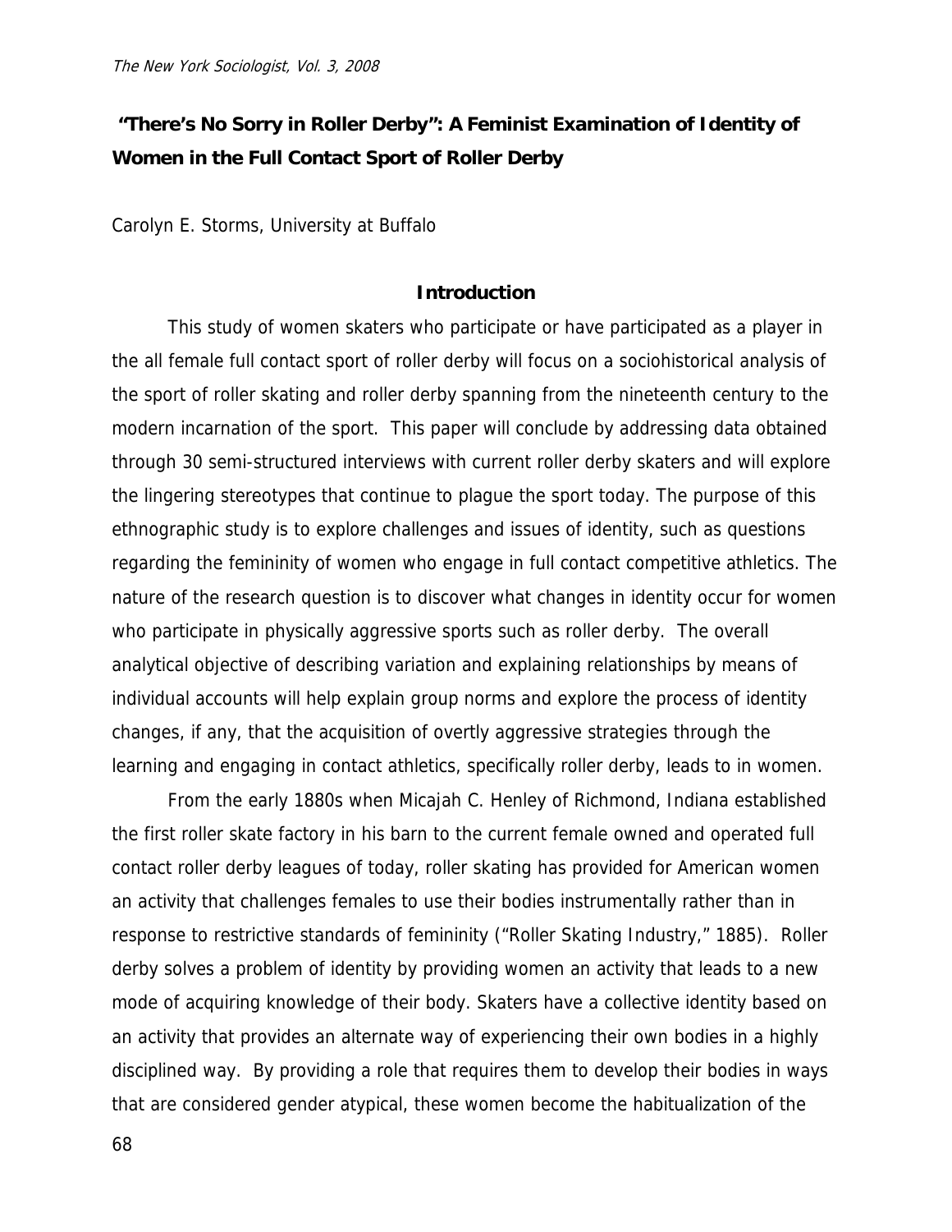# "There's No Sorry in Roller Derby": A Feminist Examination of Identity of Women in the Full Contact Sport of Roller Derby

Carolyn E. Storms, University at Buffalo

## Introduction

This study of women skaters who participate or have participated as a player in the all female full contact sport of roller derby will focus on a sociohistorical analysis of the sport of roller skating and roller derby spanning from the nineteenth century to the modern incarnation of the sport. This paper will conclude by addressing data obtained through 30 semi-structured interviews with current roller derby skaters and will explore the lingering stereotypes that continue to plague the sport today. The purpose of this ethnographic study is to explore challenges and issues of identity, such as questions regarding the femininity of women who engage in full contact competitive athletics. The nature of the research question is to discover what changes in identity occur for women who participate in physically aggressive sports such as roller derby. The overall analytical objective of describing variation and explaining relationships by means of individual accounts will help explain group norms and explore the process of identity changes, if any, that the acquisition of overtly aggressive strategies through the learning and engaging in contact athletics, specifically roller derby, leads to in women.

From the early 1880s when Micajah C. Henley of Richmond, Indiana established the first roller skate factory in his barn to the current female owned and operated full contact roller derby leagues of today, roller skating has provided for American women an activity that challenges females to use their bodies instrumentally rather than in response to restrictive standards of femininity ("Roller Skating Industry," 1885). Roller derby solves a problem of identity by providing women an activity that leads to a new mode of acquiring knowledge of their body. Skaters have a collective identity based on an activity that provides an alternate way of experiencing their own bodies in a highly disciplined way. By providing a role that requires them to develop their bodies in ways that are considered gender atypical, these women become the habitualization of the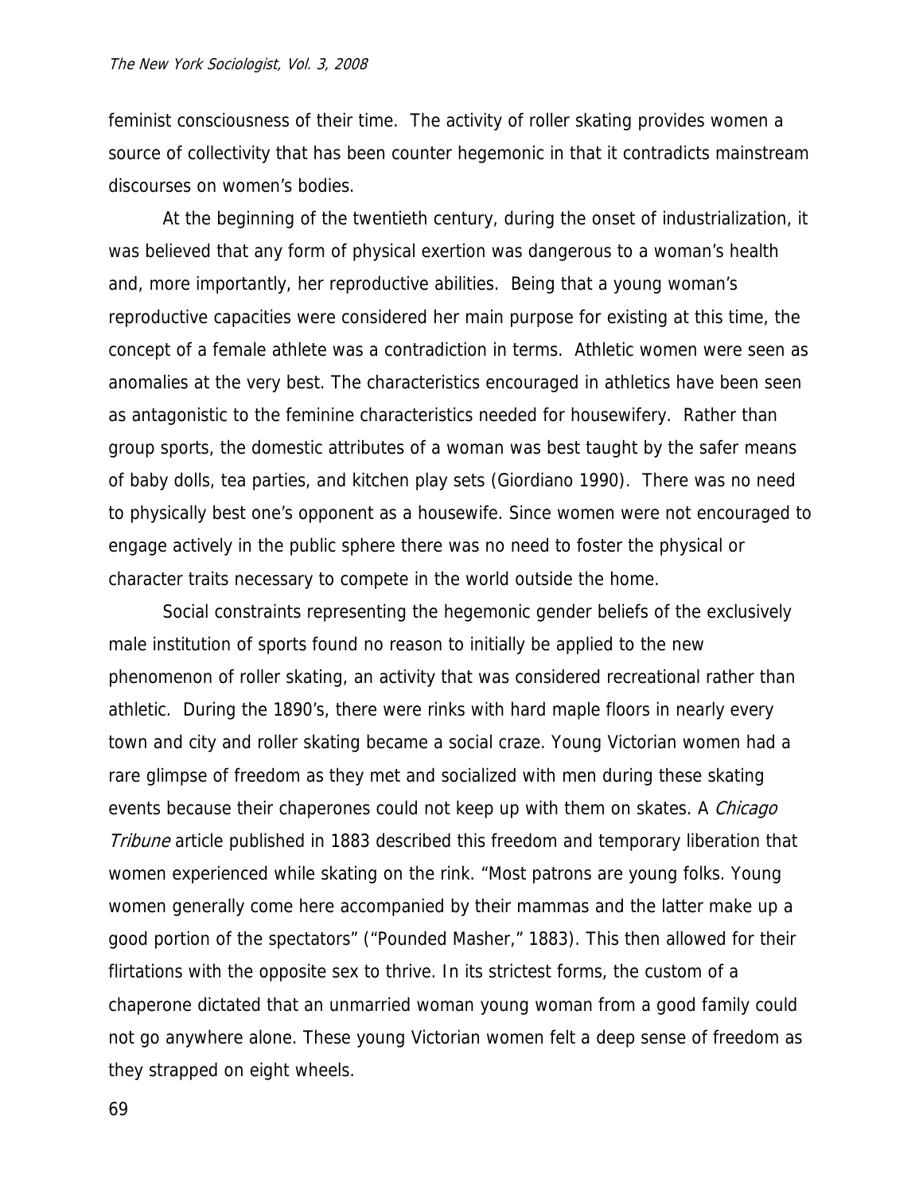feminist consciousness of their time. The activity of roller skating provides women a source of collectivity that has been counter hegemonic in that it contradicts mainstream discourses on women's bodies.

At the beginning of the twentieth century, during the onset of industrialization, it was believed that any form of physical exertion was dangerous to a woman's health and, more importantly, her reproductive abilities. Being that a young woman's reproductive capacities were considered her main purpose for existing at this time, the concept of a female athlete was a contradiction in terms. Athletic women were seen as anomalies at the very best. The characteristics encouraged in athletics have been seen as antagonistic to the feminine characteristics needed for housewifery. Rather than group sports, the domestic attributes of a woman was best taught by the safer means of baby dolls, tea parties, and kitchen play sets (Giordiano 1990). There was no need to physically best one's opponent as a housewife. Since women were not encouraged to engage actively in the public sphere there was no need to foster the physical or character traits necessary to compete in the world outside the home.

Social constraints representing the hegemonic gender beliefs of the exclusively male institution of sports found no reason to initially be applied to the new phenomenon of roller skating, an activity that was considered recreational rather than athletic. During the 1890's, there were rinks with hard maple floors in nearly every town and city and roller skating became a social craze. Young Victorian women had a rare glimpse of freedom as they met and socialized with men during these skating events because their chaperones could not keep up with them on skates. A *Chicago Tribune* article published in 1883 described this freedom and temporary liberation that women experienced while skating on the rink. "Most patrons are young folks. Young women generally come here accompanied by their mammas and the latter make up a good portion of the spectators" ("Pounded Masher," 1883). This then allowed for their flirtations with the opposite sex to thrive. In its strictest forms, the custom of a chaperone dictated that an unmarried woman young woman from a good family could not go anywhere alone. These young Victorian women felt a deep sense of freedom as they strapped on eight wheels.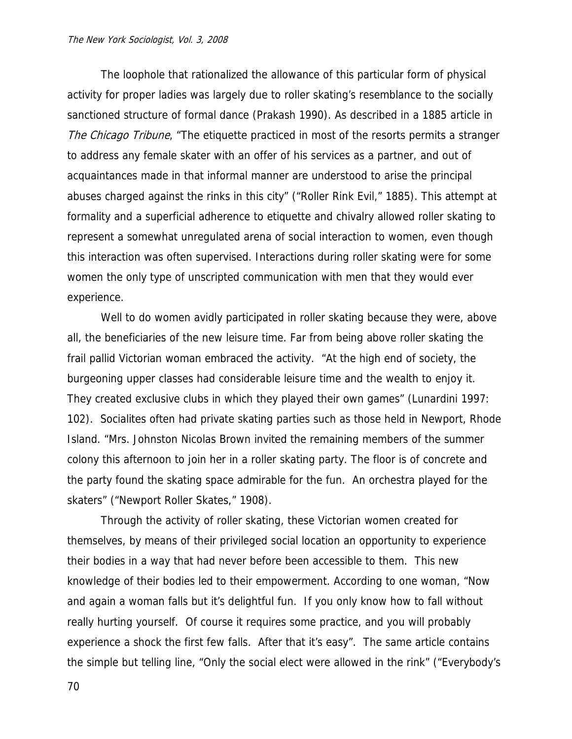The loophole that rationalized the allowance of this particular form of physical activity for proper ladies was largely due to roller skating's resemblance to the socially sanctioned structure of formal dance (Prakash 1990). As described in a 1885 article in *The Chicago Tribune*, "The etiquette practiced in most of the resorts permits a stranger to address any female skater with an offer of his services as a partner, and out of acquaintances made in that informal manner are understood to arise the principal abuses charged against the rinks in this city" ("Roller Rink Evil," 1885). This attempt at formality and a superficial adherence to etiquette and chivalry allowed roller skating to represent a somewhat unregulated arena of social interaction to women, even though this interaction was often supervised. Interactions during roller skating were for some women the only type of unscripted communication with men that they would ever experience.

Well to do women avidly participated in roller skating because they were, above all, the beneficiaries of the new leisure time. Far from being above roller skating the frail pallid Victorian woman embraced the activity. "At the high end of society, the burgeoning upper classes had considerable leisure time and the wealth to enjoy it. They created exclusive clubs in which they played their own games" (Lunardini 1997: 102). Socialites often had private skating parties such as those held in Newport, Rhode Island. "Mrs. Johnston Nicolas Brown invited the remaining members of the summer colony this afternoon to join her in a roller skating party. The floor is of concrete and the party found the skating space admirable for the fun. An orchestra played for the skaters" ("Newport Roller Skates," 1908).

Through the activity of roller skating, these Victorian women created for themselves, by means of their privileged social location an opportunity to experience their bodies in a way that had never before been accessible to them. This new knowledge of their bodies led to their empowerment. According to one woman, "Now and again a woman falls but it's delightful fun. If you only know how to fall without really hurting yourself. Of course it requires some practice, and you will probably experience a shock the first few falls. After that it's easy". The same article contains the simple but telling line, "Only the social elect were allowed in the rink" ("Everybody's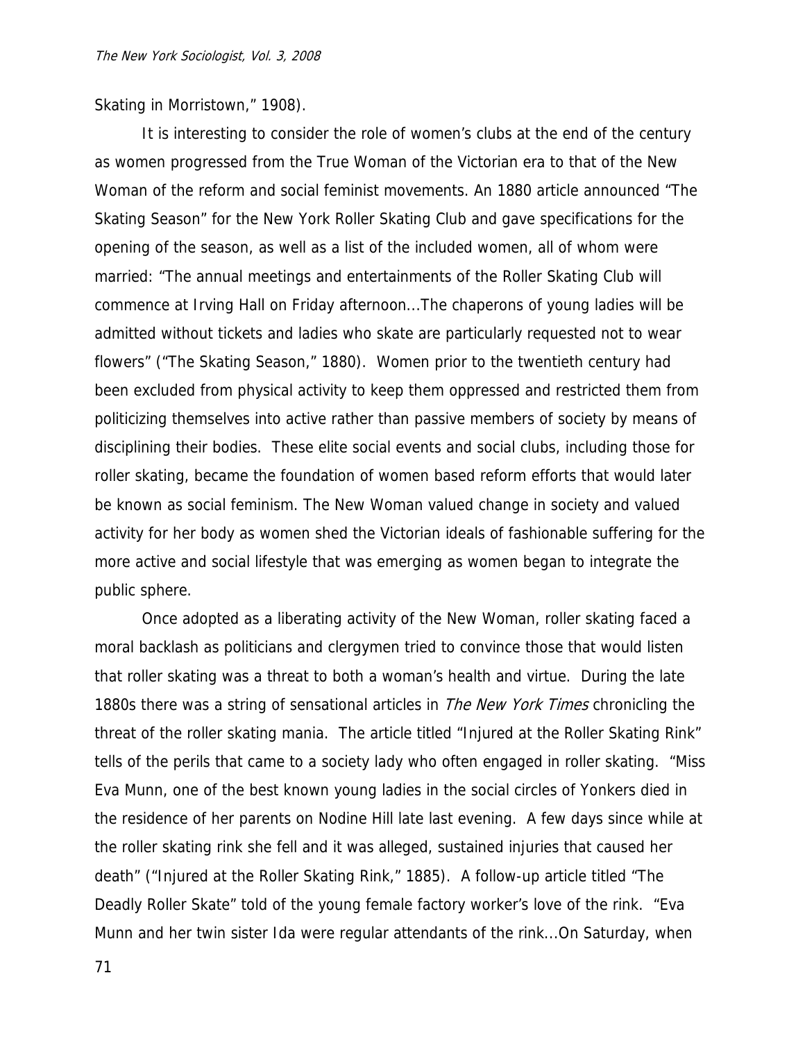Skating in Morristown," 1908).

It is interesting to consider the role of women's clubs at the end of the century as women progressed from the True Woman of the Victorian era to that of the New Woman of the reform and social feminist movements. An 1880 article announced "The Skating Season" for the New York Roller Skating Club and gave specifications for the opening of the season, as well as a list of the included women, all of whom were married: "The annual meetings and entertainments of the Roller Skating Club will commence at Irving Hall on Friday afternoon...The chaperons of young ladies will be admitted without tickets and ladies who skate are particularly requested not to wear flowers" ("The Skating Season," 1880). Women prior to the twentieth century had been excluded from physical activity to keep them oppressed and restricted them from politicizing themselves into active rather than passive members of society by means of disciplining their bodies. These elite social events and social clubs, including those for roller skating, became the foundation of women based reform efforts that would later be known as social feminism. The New Woman valued change in society and valued activity for her body as women shed the Victorian ideals of fashionable suffering for the more active and social lifestyle that was emerging as women began to integrate the public sphere.

Once adopted as a liberating activity of the New Woman, roller skating faced a moral backlash as politicians and clergymen tried to convince those that would listen that roller skating was a threat to both a woman's health and virtue. During the late 1880s there was a string of sensational articles in *The New York Times* chronicling the threat of the roller skating mania. The article titled "Injured at the Roller Skating Rink" tells of the perils that came to a society lady who often engaged in roller skating. "Miss Eva Munn, one of the best known young ladies in the social circles of Yonkers died in the residence of her parents on Nodine Hill late last evening. A few days since while at the roller skating rink she fell and it was alleged, sustained injuries that caused her death" ("Injured at the Roller Skating Rink," 1885). A follow-up article titled "The Deadly Roller Skate" told of the young female factory worker's love of the rink. "Eva Munn and her twin sister Ida were regular attendants of the rink...On Saturday, when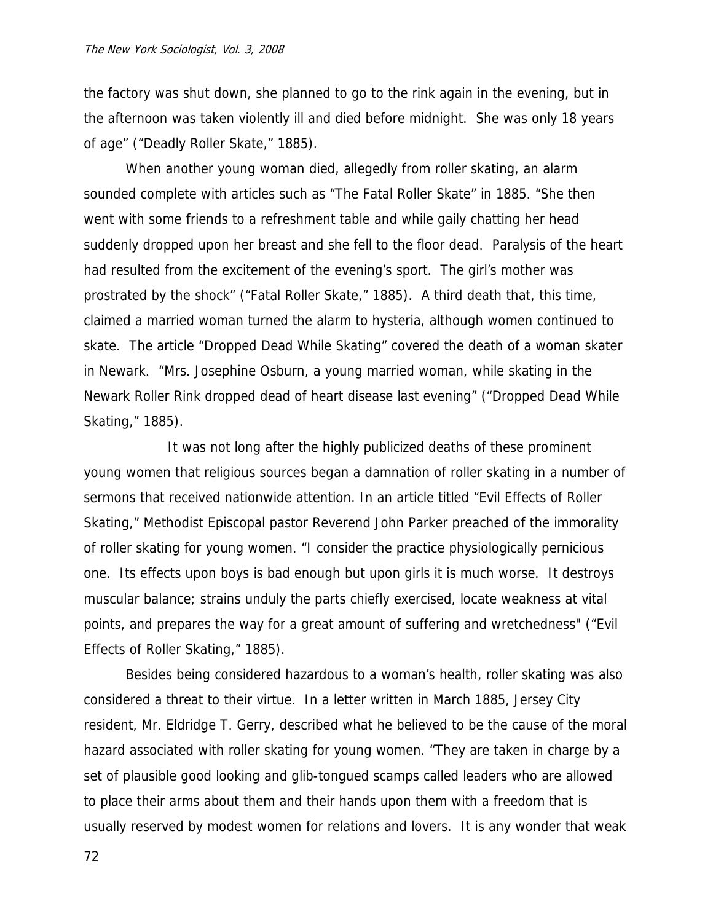the factory was shut down, she planned to go to the rink again in the evening, but in the afternoon was taken violently ill and died before midnight. She was only 18 years of age" ("Deadly Roller Skate," 1885).

When another young woman died, allegedly from roller skating, an alarm sounded complete with articles such as "The Fatal Roller Skate" in 1885. "She then went with some friends to a refreshment table and while gaily chatting her head suddenly dropped upon her breast and she fell to the floor dead. Paralysis of the heart had resulted from the excitement of the evening's sport. The girl's mother was prostrated by the shock" ("Fatal Roller Skate," 1885). A third death that, this time, claimed a married woman turned the alarm to hysteria, although women continued to skate. The article "Dropped Dead While Skating" covered the death of a woman skater in Newark. "Mrs. Josephine Osburn, a young married woman, while skating in the Newark Roller Rink dropped dead of heart disease last evening" ("Dropped Dead While Skating," 1885).

It was not long after the highly publicized deaths of these prominent young women that religious sources began a damnation of roller skating in a number of sermons that received nationwide attention. In an article titled "Evil Effects of Roller Skating," Methodist Episcopal pastor Reverend John Parker preached of the immorality of roller skating for young women. "I consider the practice physiologically pernicious one. Its effects upon boys is bad enough but upon girls it is much worse. It destroys muscular balance; strains unduly the parts chiefly exercised, locate weakness at vital points, and prepares the way for a great amount of suffering and wretchedness" ("Evil Effects of Roller Skating," 1885).

Besides being considered hazardous to a woman's health, roller skating was also considered a threat to their virtue. In a letter written in March 1885, Jersey City resident, Mr. Eldridge T. Gerry, described what he believed to be the cause of the moral hazard associated with roller skating for young women. "They are taken in charge by a set of plausible good looking and glib-tongued scamps called leaders who are allowed to place their arms about them and their hands upon them with a freedom that is usually reserved by modest women for relations and lovers. It is any wonder that weak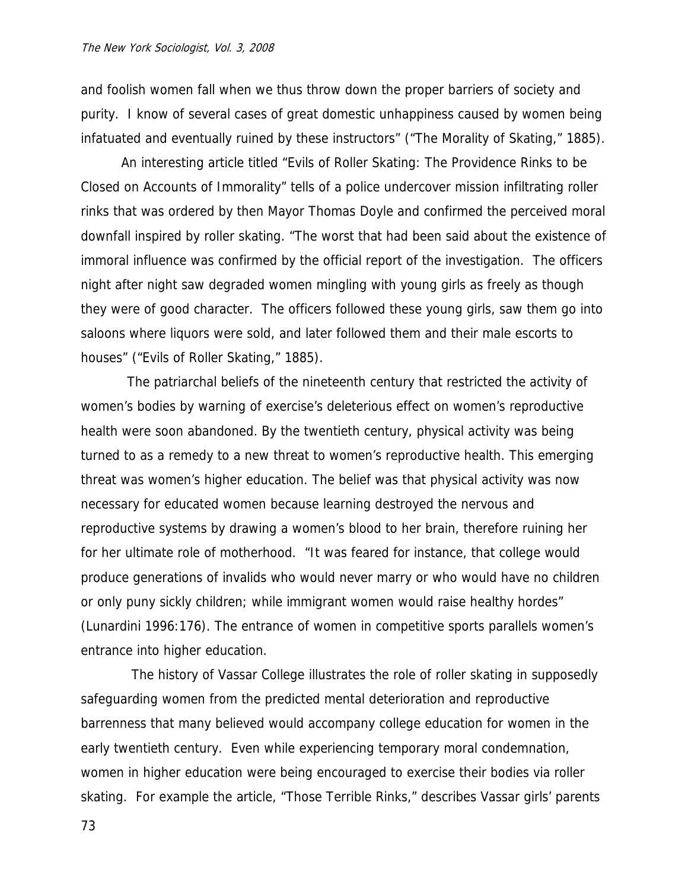and foolish women fall when we thus throw down the proper barriers of society and purity. I know of several cases of great domestic unhappiness caused by women being infatuated and eventually ruined by these instructors" ("The Morality of Skating," 1885).

An interesting article titled "Evils of Roller Skating: The Providence Rinks to be Closed on Accounts of Immorality" tells of a police undercover mission infiltrating roller rinks that was ordered by then Mayor Thomas Doyle and confirmed the perceived moral downfall inspired by roller skating. "The worst that had been said about the existence of immoral influence was confirmed by the official report of the investigation. The officers night after night saw degraded women mingling with young girls as freely as though they were of good character. The officers followed these young girls, saw them go into saloons where liquors were sold, and later followed them and their male escorts to houses" ("Evils of Roller Skating," 1885).

The patriarchal beliefs of the nineteenth century that restricted the activity of women's bodies by warning of exercise's deleterious effect on women's reproductive health were soon abandoned. By the twentieth century, physical activity was being turned to as a remedy to a new threat to women's reproductive health. This emerging threat was women's higher education. The belief was that physical activity was now necessary for educated women because learning destroyed the nervous and reproductive systems by drawing a women's blood to her brain, therefore ruining her for her ultimate role of motherhood. "It was feared for instance, that college would produce generations of invalids who would never marry or who would have no children or only puny sickly children; while immigrant women would raise healthy hordes" (Lunardini 1996:176). The entrance of women in competitive sports parallels women's entrance into higher education.

The history of Vassar College illustrates the role of roller skating in supposedly safeguarding women from the predicted mental deterioration and reproductive barrenness that many believed would accompany college education for women in the early twentieth century. Even while experiencing temporary moral condemnation, women in higher education were being encouraged to exercise their bodies via roller skating. For example the article, "Those Terrible Rinks," describes Vassar girls' parents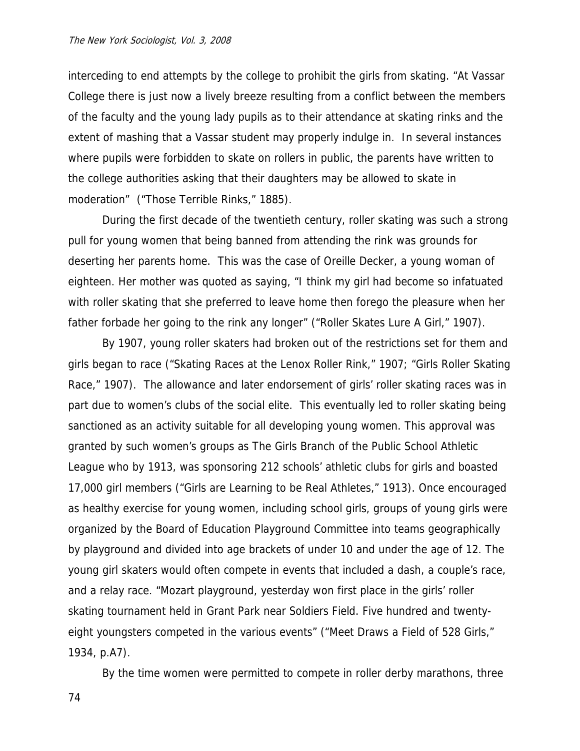interceding to end attempts by the college to prohibit the girls from skating. "At Vassar College there is just now a lively breeze resulting from a conflict between the members of the faculty and the young lady pupils as to their attendance at skating rinks and the extent of mashing that a Vassar student may properly indulge in. In several instances where pupils were forbidden to skate on rollers in public, the parents have written to the college authorities asking that their daughters may be allowed to skate in moderation" ("Those Terrible Rinks," 1885).

During the first decade of the twentieth century, roller skating was such a strong pull for young women that being banned from attending the rink was grounds for deserting her parents home. This was the case of Oreille Decker, a young woman of eighteen. Her mother was quoted as saying, "I think my girl had become so infatuated with roller skating that she preferred to leave home then forego the pleasure when her father forbade her going to the rink any longer" ("Roller Skates Lure A Girl," 1907).

By 1907, young roller skaters had broken out of the restrictions set for them and girls began to race ("Skating Races at the Lenox Roller Rink," 1907; "Girls Roller Skating Race," 1907). The allowance and later endorsement of girls' roller skating races was in part due to women's clubs of the social elite. This eventually led to roller skating being sanctioned as an activity suitable for all developing young women. This approval was granted by such women's groups as The Girls Branch of the Public School Athletic League who by 1913, was sponsoring 212 schools' athletic clubs for girls and boasted 17,000 girl members ("Girls are Learning to be Real Athletes," 1913). Once encouraged as healthy exercise for young women, including school girls, groups of young girls were organized by the Board of Education Playground Committee into teams geographically by playground and divided into age brackets of under 10 and under the age of 12. The young girl skaters would often compete in events that included a dash, a couple's race, and a relay race. "Mozart playground, yesterday won first place in the girls' roller skating tournament held in Grant Park near Soldiers Field. Five hundred and twenty-eight youngsters competed in the various events" ("Meet Draws a Field of 528 Girls," 1934, p.A7).

By the time women were permitted to compete in roller derby marathons, three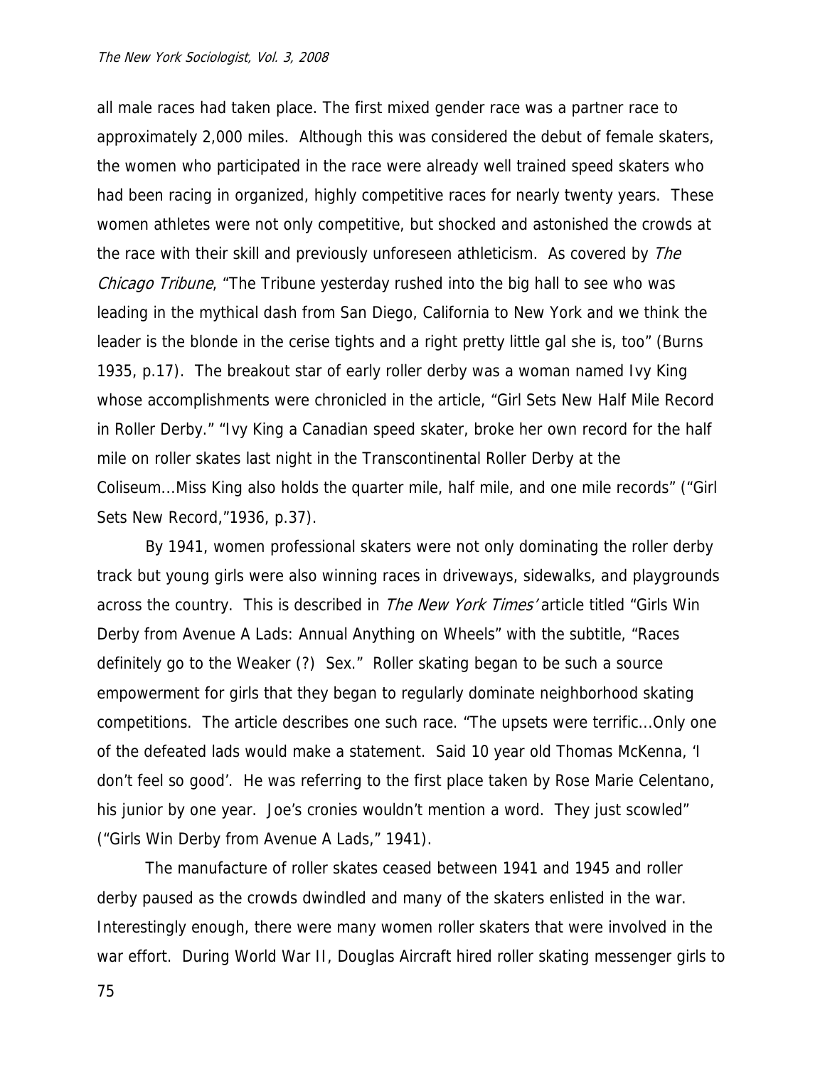all male races had taken place. The first mixed gender race was a partner race to approximately 2,000 miles. Although this was considered the debut of female skaters, the women who participated in the race were already well trained speed skaters who had been racing in organized, highly competitive races for nearly twenty years. These women athletes were not only competitive, but shocked and astonished the crowds at the race with their skill and previously unforeseen athleticism. As covered by *The Chicago Tribune*, "The Tribune yesterday rushed into the big hall to see who was leading in the mythical dash from San Diego, California to New York and we think the leader is the blonde in the cerise tights and a right pretty little gal she is, too" (Burns 1935, p.17). The breakout star of early roller derby was a woman named Ivy King whose accomplishments were chronicled in the article, "Girl Sets New Half Mile Record in Roller Derby." "Ivy King a Canadian speed skater, broke her own record for the half mile on roller skates last night in the Transcontinental Roller Derby at the Coliseum...Miss King also holds the quarter mile, half mile, and one mile records" ("Girl Sets New Record,"1936, p.37).

By 1941, women professional skaters were not only dominating the roller derby track but young girls were also winning races in driveways, sidewalks, and playgrounds across the country. This is described in *The New York Times'* article titled "Girls Win Derby from Avenue A Lads: Annual Anything on Wheels" with the subtitle, "Races definitely go to the Weaker (?) Sex." Roller skating began to be such a source empowerment for girls that they began to regularly dominate neighborhood skating competitions. The article describes one such race. "The upsets were terrific...Only one of the defeated lads would make a statement. Said 10 year old Thomas McKenna, 'I don't feel so good'. He was referring to the first place taken by Rose Marie Celentano, his junior by one year. Joe's cronies wouldn't mention a word. They just scowled" ("Girls Win Derby from Avenue A Lads," 1941).

The manufacture of roller skates ceased between 1941 and 1945 and roller derby paused as the crowds dwindled and many of the skaters enlisted in the war. Interestingly enough, there were many women roller skaters that were involved in the war effort. During World War II, Douglas Aircraft hired roller skating messenger girls to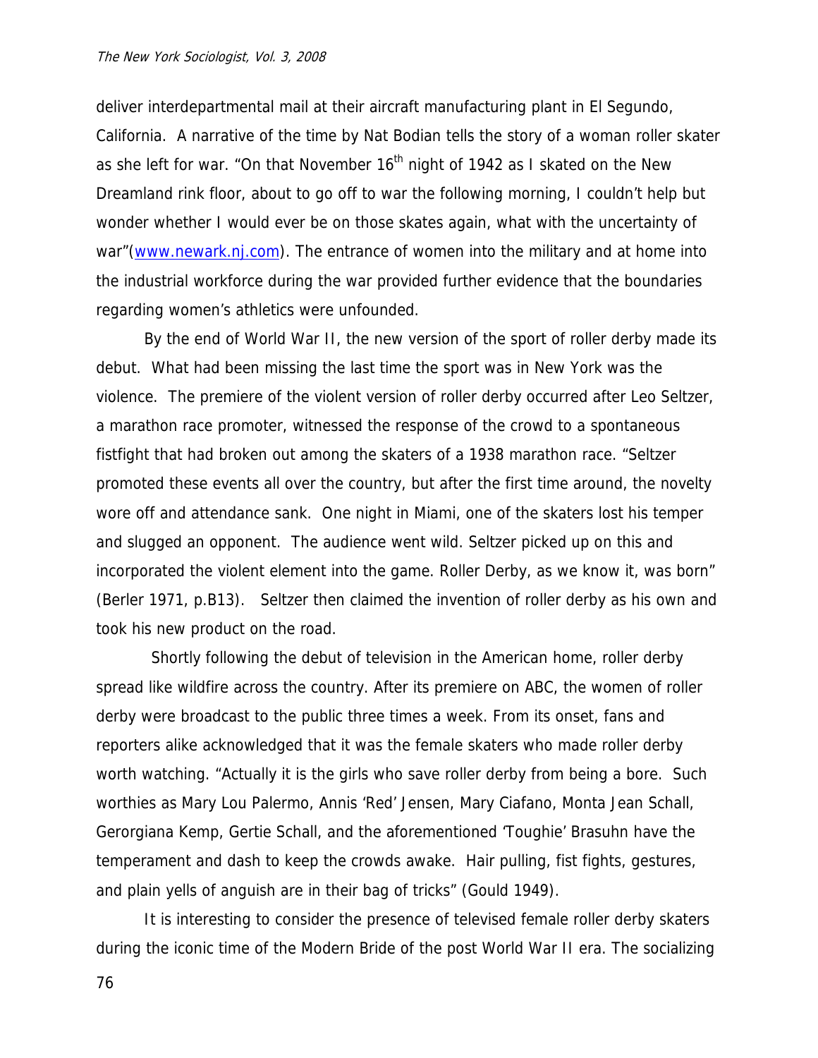deliver interdepartmental mail at their aircraft manufacturing plant in El Segundo, California. A narrative of the time by Nat Bodian tells the story of a woman roller skater as she left for war. "On that November 16th night of 1942 as I skated on the New Dreamland rink floor, about to go off to war the following morning, I couldn't help but wonder whether I would ever be on those skates again, what with the uncertainty of war"(www.newark.nj.com). The entrance of women into the military and at home into the industrial workforce during the war provided further evidence that the boundaries regarding women's athletics were unfounded.

By the end of World War II, the new version of the sport of roller derby made its debut. What had been missing the last time the sport was in New York was the violence. The premiere of the violent version of roller derby occurred after Leo Seltzer, a marathon race promoter, witnessed the response of the crowd to a spontaneous fistfight that had broken out among the skaters of a 1938 marathon race. "Seltzer promoted these events all over the country, but after the first time around, the novelty wore off and attendance sank. One night in Miami, one of the skaters lost his temper and slugged an opponent. The audience went wild. Seltzer picked up on this and incorporated the violent element into the game. Roller Derby, as we know it, was born" (Berler 1971, p.B13). Seltzer then claimed the invention of roller derby as his own and took his new product on the road.

Shortly following the debut of television in the American home, roller derby spread like wildfire across the country. After its premiere on ABC, the women of roller derby were broadcast to the public three times a week. From its onset, fans and reporters alike acknowledged that it was the female skaters who made roller derby worth watching. "Actually it is the girls who save roller derby from being a bore. Such worthies as Mary Lou Palermo, Annis 'Red' Jensen, Mary Ciafano, Monta Jean Schall, Gerorgiana Kemp, Gertie Schall, and the aforementioned 'Toughie' Brasuhn have the temperament and dash to keep the crowds awake. Hair pulling, fist fights, gestures, and plain yells of anguish are in their bag of tricks" (Gould 1949).

It is interesting to consider the presence of televised female roller derby skaters during the iconic time of the Modern Bride of the post World War II era. The socializing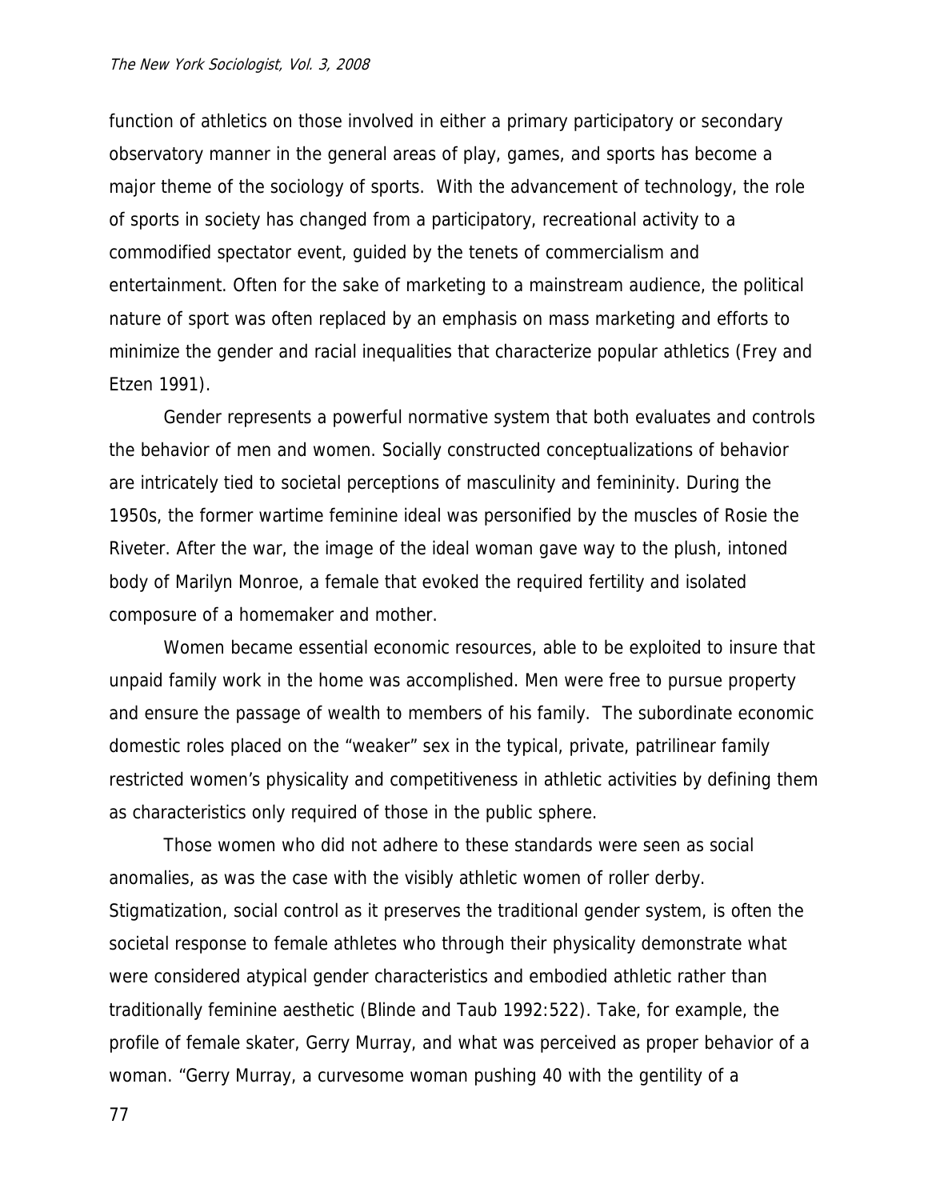function of athletics on those involved in either a primary participatory or secondary observatory manner in the general areas of play, games, and sports has become a major theme of the sociology of sports. With the advancement of technology, the role of sports in society has changed from a participatory, recreational activity to a commodified spectator event, guided by the tenets of commercialism and entertainment. Often for the sake of marketing to a mainstream audience, the political nature of sport was often replaced by an emphasis on mass marketing and efforts to minimize the gender and racial inequalities that characterize popular athletics (Frey and Etzen 1991).

Gender represents a powerful normative system that both evaluates and controls the behavior of men and women. Socially constructed conceptualizations of behavior are intricately tied to societal perceptions of masculinity and femininity. During the 1950s, the former wartime feminine ideal was personified by the muscles of Rosie the Riveter. After the war, the image of the ideal woman gave way to the plush, intoned body of Marilyn Monroe, a female that evoked the required fertility and isolated composure of a homemaker and mother.

Women became essential economic resources, able to be exploited to insure that unpaid family work in the home was accomplished. Men were free to pursue property and ensure the passage of wealth to members of his family. The subordinate economic domestic roles placed on the "weaker" sex in the typical, private, patrilinear family restricted women's physicality and competitiveness in athletic activities by defining them as characteristics only required of those in the public sphere.

Those women who did not adhere to these standards were seen as social anomalies, as was the case with the visibly athletic women of roller derby. Stigmatization, social control as it preserves the traditional gender system, is often the societal response to female athletes who through their physicality demonstrate what were considered atypical gender characteristics and embodied athletic rather than traditionally feminine aesthetic (Blinde and Taub 1992:522). Take, for example, the profile of female skater, Gerry Murray, and what was perceived as proper behavior of a woman. "Gerry Murray, a curvesome woman pushing 40 with the gentility of a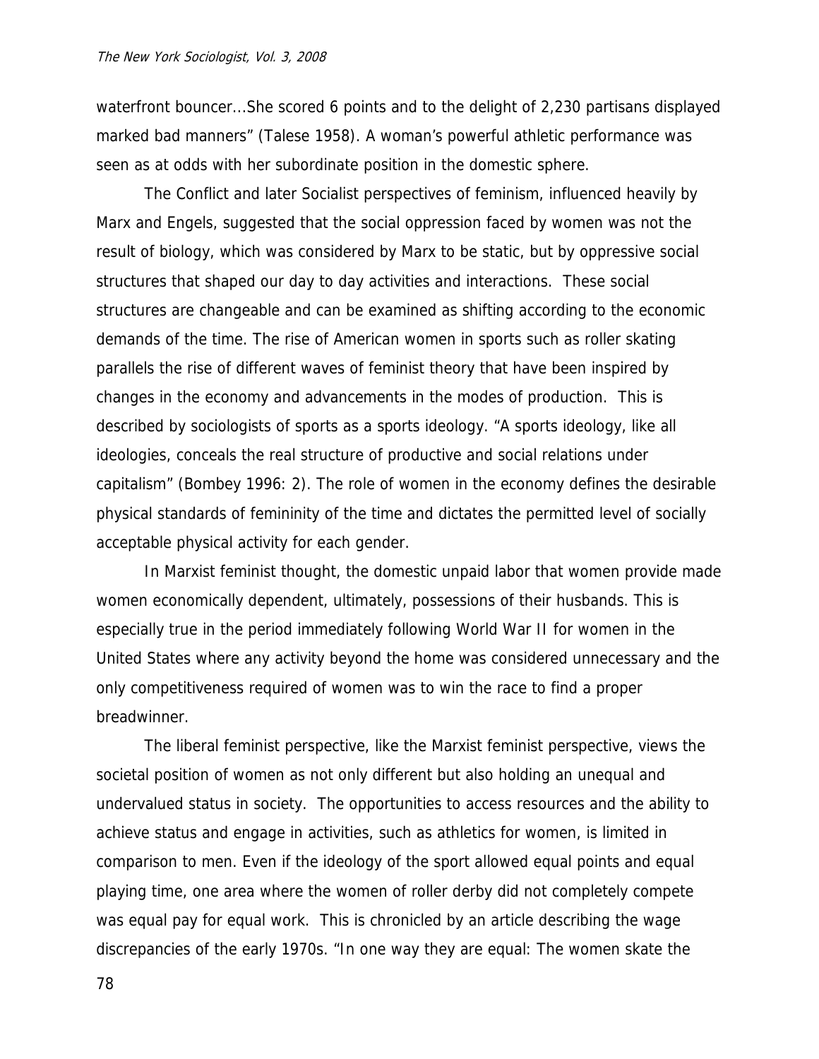waterfront bouncer...She scored 6 points and to the delight of 2,230 partisans displayed marked bad manners" (Talese 1958). A woman's powerful athletic performance was seen as at odds with her subordinate position in the domestic sphere.

The Conflict and later Socialist perspectives of feminism, influenced heavily by Marx and Engels, suggested that the social oppression faced by women was not the result of biology, which was considered by Marx to be static, but by oppressive social structures that shaped our day to day activities and interactions. These social structures are changeable and can be examined as shifting according to the economic demands of the time. The rise of American women in sports such as roller skating parallels the rise of different waves of feminist theory that have been inspired by changes in the economy and advancements in the modes of production. This is described by sociologists of sports as a sports ideology. "A sports ideology, like all ideologies, conceals the real structure of productive and social relations under capitalism" (Bombey 1996: 2). The role of women in the economy defines the desirable physical standards of femininity of the time and dictates the permitted level of socially acceptable physical activity for each gender.

In Marxist feminist thought, the domestic unpaid labor that women provide made women economically dependent, ultimately, possessions of their husbands. This is especially true in the period immediately following World War II for women in the United States where any activity beyond the home was considered unnecessary and the only competitiveness required of women was to win the race to find a proper breadwinner.

The liberal feminist perspective, like the Marxist feminist perspective, views the societal position of women as not only different but also holding an unequal and undervalued status in society. The opportunities to access resources and the ability to achieve status and engage in activities, such as athletics for women, is limited in comparison to men. Even if the ideology of the sport allowed equal points and equal playing time, one area where the women of roller derby did not completely compete was equal pay for equal work. This is chronicled by an article describing the wage discrepancies of the early 1970s. "In one way they are equal: The women skate the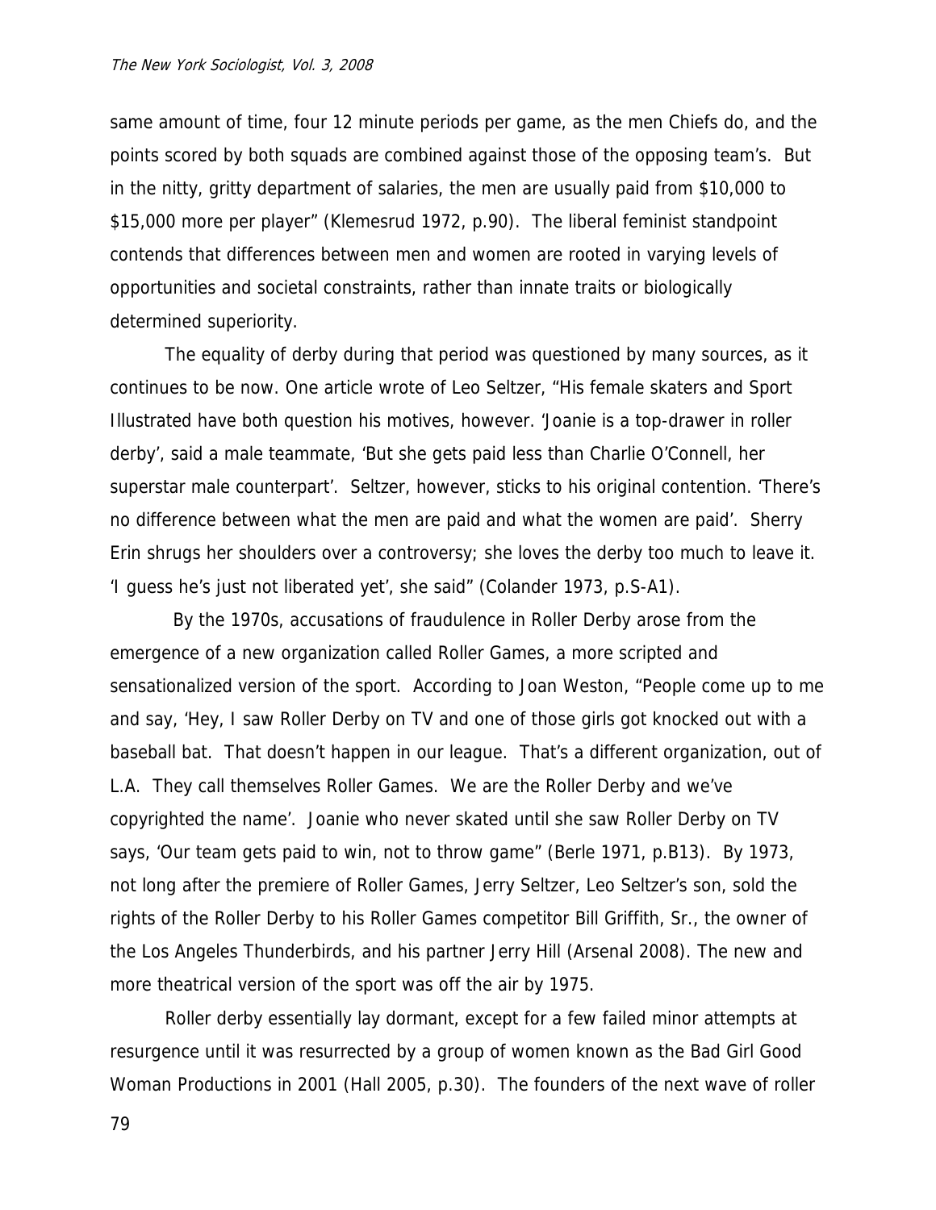same amount of time, four 12 minute periods per game, as the men Chiefs do, and the points scored by both squads are combined against those of the opposing team's. But in the nitty, gritty department of salaries, the men are usually paid from $10,000 to $15,000 more per player" (Klemesrud 1972, p.90). The liberal feminist standpoint contends that differences between men and women are rooted in varying levels of opportunities and societal constraints, rather than innate traits or biologically determined superiority.

The equality of derby during that period was questioned by many sources, as it continues to be now. One article wrote of Leo Seltzer, "His female skaters and Sport Illustrated have both question his motives, however. 'Joanie is a top-drawer in roller derby', said a male teammate, 'But she gets paid less than Charlie O'Connell, her superstar male counterpart'. Seltzer, however, sticks to his original contention. 'There's no difference between what the men are paid and what the women are paid'. Sherry Erin shrugs her shoulders over a controversy; she loves the derby too much to leave it. 'I guess he's just not liberated yet', she said" (Colander 1973, p.S-A1).

By the 1970s, accusations of fraudulence in Roller Derby arose from the emergence of a new organization called Roller Games, a more scripted and sensationalized version of the sport. According to Joan Weston, "People come up to me and say, 'Hey, I saw Roller Derby on TV and one of those girls got knocked out with a baseball bat. That doesn't happen in our league. That's a different organization, out of L.A. They call themselves Roller Games. We are the Roller Derby and we've copyrighted the name'. Joanie who never skated until she saw Roller Derby on TV says, 'Our team gets paid to win, not to throw game" (Berle 1971, p.B13). By 1973, not long after the premiere of Roller Games, Jerry Seltzer, Leo Seltzer's son, sold the rights of the Roller Derby to his Roller Games competitor Bill Griffith, Sr., the owner of the Los Angeles Thunderbirds, and his partner Jerry Hill (Arsenal 2008). The new and more theatrical version of the sport was off the air by 1975.

Roller derby essentially lay dormant, except for a few failed minor attempts at resurgence until it was resurrected by a group of women known as the Bad Girl Good Woman Productions in 2001 (Hall 2005, p.30). The founders of the next wave of roller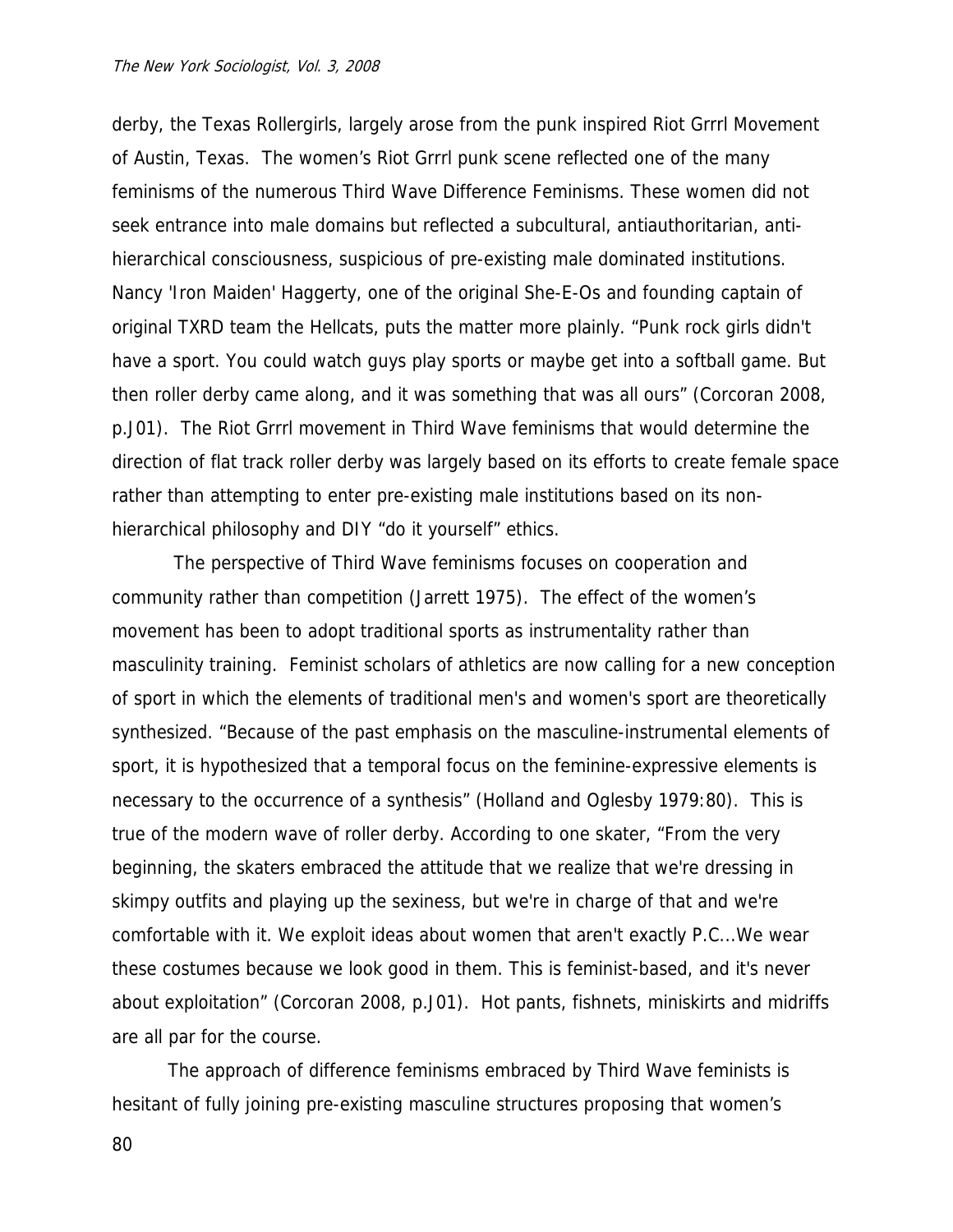derby, the Texas Rollergirls, largely arose from the punk inspired Riot Grrrl Movement of Austin, Texas. The women's Riot Grrrl punk scene reflected one of the many feminisms of the numerous Third Wave Difference Feminisms. These women did not seek entrance into male domains but reflected a subcultural, antiauthoritarian, anti-hierarchical consciousness, suspicious of pre-existing male dominated institutions. Nancy 'Iron Maiden' Haggerty, one of the original She-E-Os and founding captain of original TXRD team the Hellcats, puts the matter more plainly. "Punk rock girls didn't have a sport. You could watch guys play sports or maybe get into a softball game. But then roller derby came along, and it was something that was all ours" (Corcoran 2008, p.J01). The Riot Grrrl movement in Third Wave feminisms that would determine the direction of flat track roller derby was largely based on its efforts to create female space rather than attempting to enter pre-existing male institutions based on its non-hierarchical philosophy and DIY "do it yourself" ethics.

The perspective of Third Wave feminisms focuses on cooperation and community rather than competition (Jarrett 1975). The effect of the women's movement has been to adopt traditional sports as instrumentality rather than masculinity training. Feminist scholars of athletics are now calling for a new conception of sport in which the elements of traditional men's and women's sport are theoretically synthesized. "Because of the past emphasis on the masculine-instrumental elements of sport, it is hypothesized that a temporal focus on the feminine-expressive elements is necessary to the occurrence of a synthesis" (Holland and Oglesby 1979:80). This is true of the modern wave of roller derby. According to one skater, "From the very beginning, the skaters embraced the attitude that we realize that we're dressing in skimpy outfits and playing up the sexiness, but we're in charge of that and we're comfortable with it. We exploit ideas about women that aren't exactly P.C...We wear these costumes because we look good in them. This is feminist-based, and it's never about exploitation" (Corcoran 2008, p.J01). Hot pants, fishnets, miniskirts and midriffs are all par for the course.

The approach of difference feminisms embraced by Third Wave feminists is hesitant of fully joining pre-existing masculine structures proposing that women's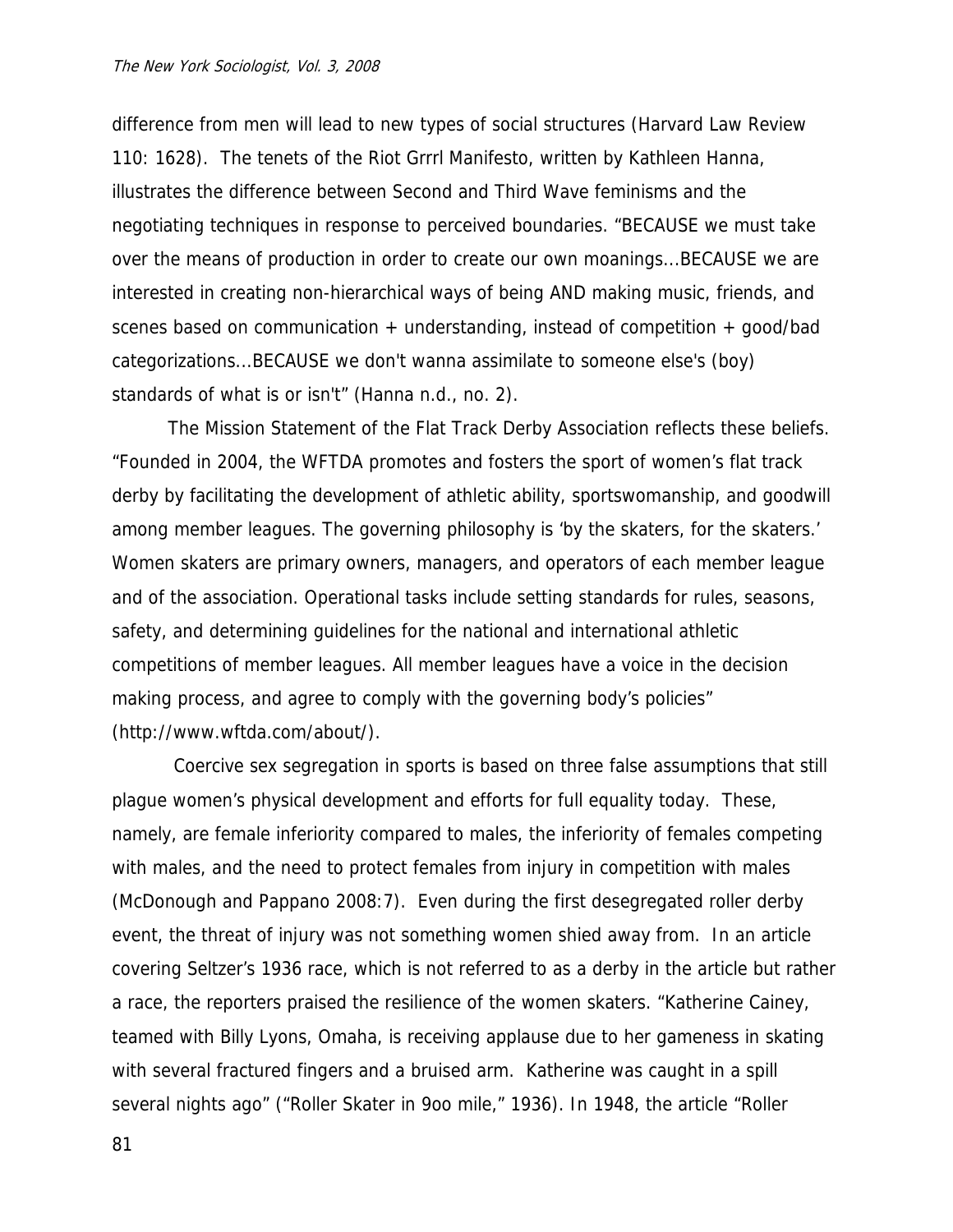difference from men will lead to new types of social structures (Harvard Law Review 110: 1628). The tenets of the Riot Grrrl Manifesto, written by Kathleen Hanna, illustrates the difference between Second and Third Wave feminisms and the negotiating techniques in response to perceived boundaries. "BECAUSE we must take over the means of production in order to create our own moanings...BECAUSE we are interested in creating non-hierarchical ways of being AND making music, friends, and scenes based on communication + understanding, instead of competition + good/bad categorizations...BECAUSE we don't wanna assimilate to someone else's (boy) standards of what is or isn't" (Hanna n.d., no. 2).

The Mission Statement of the Flat Track Derby Association reflects these beliefs. "Founded in 2004, the WFTDA promotes and fosters the sport of women's flat track derby by facilitating the development of athletic ability, sportswomanship, and goodwill among member leagues. The governing philosophy is 'by the skaters, for the skaters.' Women skaters are primary owners, managers, and operators of each member league and of the association. Operational tasks include setting standards for rules, seasons, safety, and determining guidelines for the national and international athletic competitions of member leagues. All member leagues have a voice in the decision making process, and agree to comply with the governing body's policies" (http://www.wftda.com/about/).

Coercive sex segregation in sports is based on three false assumptions that still plague women's physical development and efforts for full equality today. These, namely, are female inferiority compared to males, the inferiority of females competing with males, and the need to protect females from injury in competition with males (McDonough and Pappano 2008:7). Even during the first desegregated roller derby event, the threat of injury was not something women shied away from. In an article covering Seltzer's 1936 race, which is not referred to as a derby in the article but rather a race, the reporters praised the resilience of the women skaters. "Katherine Cainey, teamed with Billy Lyons, Omaha, is receiving applause due to her gameness in skating with several fractured fingers and a bruised arm. Katherine was caught in a spill several nights ago" ("Roller Skater in 9oo mile," 1936). In 1948, the article "Roller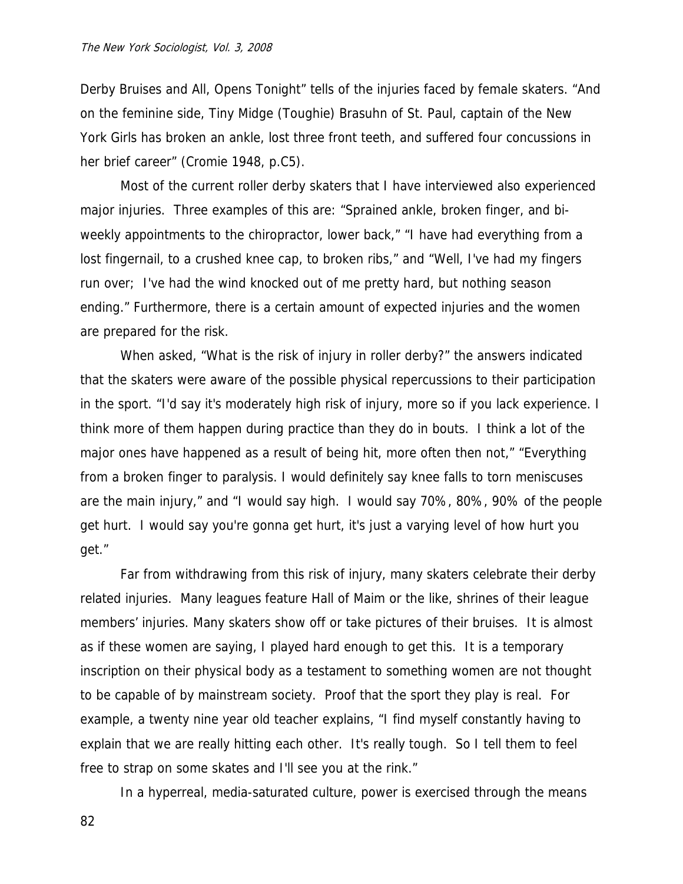Derby Bruises and All, Opens Tonight" tells of the injuries faced by female skaters. "And on the feminine side, Tiny Midge (Toughie) Brasuhn of St. Paul, captain of the New York Girls has broken an ankle, lost three front teeth, and suffered four concussions in her brief career" (Cromie 1948, p.C5).

Most of the current roller derby skaters that I have interviewed also experienced major injuries. Three examples of this are: "Sprained ankle, broken finger, and bi-weekly appointments to the chiropractor, lower back," "I have had everything from a lost fingernail, to a crushed knee cap, to broken ribs," and "Well, I've had my fingers run over; I've had the wind knocked out of me pretty hard, but nothing season ending." Furthermore, there is a certain amount of expected injuries and the women are prepared for the risk.

When asked, "What is the risk of injury in roller derby?" the answers indicated that the skaters were aware of the possible physical repercussions to their participation in the sport. "I'd say it's moderately high risk of injury, more so if you lack experience. I think more of them happen during practice than they do in bouts. I think a lot of the major ones have happened as a result of being hit, more often then not," "Everything from a broken finger to paralysis. I would definitely say knee falls to torn meniscuses are the main injury," and "I would say high. I would say 70%, 80%, 90% of the people get hurt. I would say you're gonna get hurt, it's just a varying level of how hurt you get."

Far from withdrawing from this risk of injury, many skaters celebrate their derby related injuries. Many leagues feature Hall of Maim or the like, shrines of their league members' injuries. Many skaters show off or take pictures of their bruises. It is almost as if these women are saying, I played hard enough to get this. It is a temporary inscription on their physical body as a testament to something women are not thought to be capable of by mainstream society. Proof that the sport they play is real. For example, a twenty nine year old teacher explains, "I find myself constantly having to explain that we are really hitting each other. It's really tough. So I tell them to feel free to strap on some skates and I'll see you at the rink."

In a hyperreal, media-saturated culture, power is exercised through the means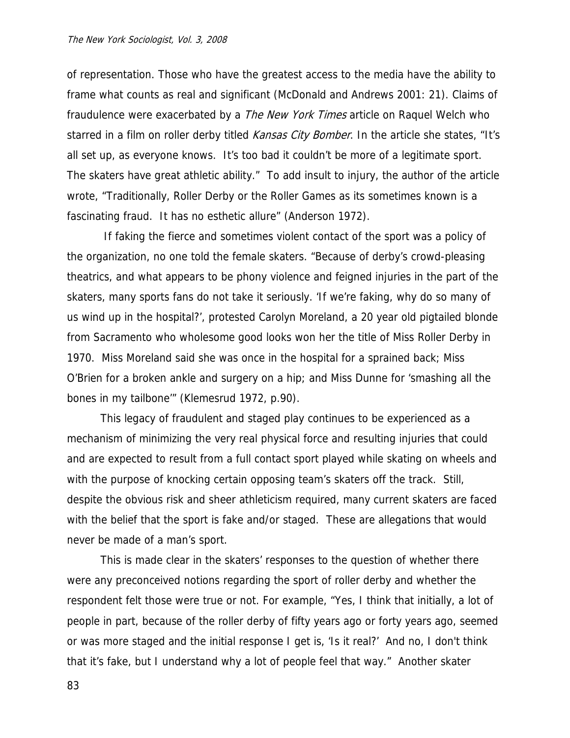of representation. Those who have the greatest access to the media have the ability to frame what counts as real and significant (McDonald and Andrews 2001: 21). Claims of fraudulence were exacerbated by a *The New York Times* article on Raquel Welch who starred in a film on roller derby titled *Kansas City Bomber*. In the article she states, "It's all set up, as everyone knows. It's too bad it couldn't be more of a legitimate sport. The skaters have great athletic ability." To add insult to injury, the author of the article wrote, "Traditionally, Roller Derby or the Roller Games as its sometimes known is a fascinating fraud. It has no esthetic allure" (Anderson 1972).

If faking the fierce and sometimes violent contact of the sport was a policy of the organization, no one told the female skaters. "Because of derby's crowd-pleasing theatrics, and what appears to be phony violence and feigned injuries in the part of the skaters, many sports fans do not take it seriously. 'If we're faking, why do so many of us wind up in the hospital?', protested Carolyn Moreland, a 20 year old pigtailed blonde from Sacramento who wholesome good looks won her the title of Miss Roller Derby in 1970. Miss Moreland said she was once in the hospital for a sprained back; Miss O'Brien for a broken ankle and surgery on a hip; and Miss Dunne for 'smashing all the bones in my tailbone'" (Klemesrud 1972, p.90).

This legacy of fraudulent and staged play continues to be experienced as a mechanism of minimizing the very real physical force and resulting injuries that could and are expected to result from a full contact sport played while skating on wheels and with the purpose of knocking certain opposing team's skaters off the track. Still, despite the obvious risk and sheer athleticism required, many current skaters are faced with the belief that the sport is fake and/or staged. These are allegations that would never be made of a man's sport.

This is made clear in the skaters' responses to the question of whether there were any preconceived notions regarding the sport of roller derby and whether the respondent felt those were true or not. For example, "Yes, I think that initially, a lot of people in part, because of the roller derby of fifty years ago or forty years ago, seemed or was more staged and the initial response I get is, 'Is it real?' And no, I don't think that it's fake, but I understand why a lot of people feel that way." Another skater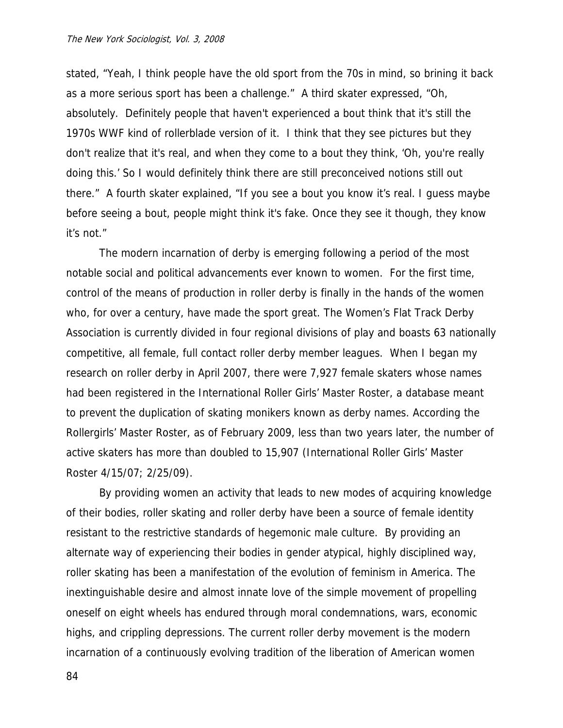stated, “Yeah, I think people have the old sport from the 70s in mind, so brining it back as a more serious sport has been a challenge.” A third skater expressed, “Oh, absolutely. Definitely people that haven't experienced a bout think that it's still the 1970s WWF kind of rollerblade version of it. I think that they see pictures but they don't realize that it's real, and when they come to a bout they think, ‘Oh, you're really doing this.’ So I would definitely think there are still preconceived notions still out there.” A fourth skater explained, “If you see a bout you know it’s real. I guess maybe before seeing a bout, people might think it's fake. Once they see it though, they know it’s not.”

The modern incarnation of derby is emerging following a period of the most notable social and political advancements ever known to women. For the first time, control of the means of production in roller derby is finally in the hands of the women who, for over a century, have made the sport great. The Women’s Flat Track Derby Association is currently divided in four regional divisions of play and boasts 63 nationally competitive, all female, full contact roller derby member leagues. When I began my research on roller derby in April 2007, there were 7,927 female skaters whose names had been registered in the International Roller Girls’ Master Roster, a database meant to prevent the duplication of skating monikers known as derby names. According the Rollergirls’ Master Roster, as of February 2009, less than two years later, the number of active skaters has more than doubled to 15,907 (International Roller Girls’ Master Roster 4/15/07; 2/25/09).

By providing women an activity that leads to new modes of acquiring knowledge of their bodies, roller skating and roller derby have been a source of female identity resistant to the restrictive standards of hegemonic male culture. By providing an alternate way of experiencing their bodies in gender atypical, highly disciplined way, roller skating has been a manifestation of the evolution of feminism in America. The inextinguishable desire and almost innate love of the simple movement of propelling oneself on eight wheels has endured through moral condemnations, wars, economic highs, and crippling depressions. The current roller derby movement is the modern incarnation of a continuously evolving tradition of the liberation of American women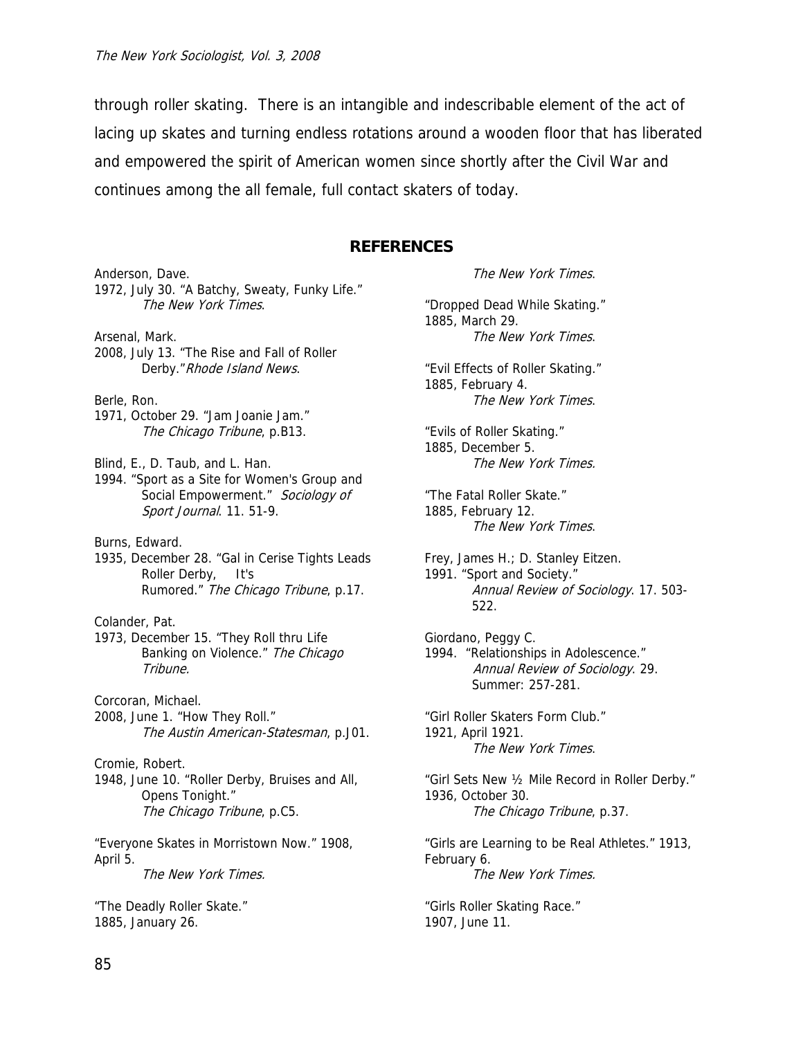through roller skating. There is an intangible and indescribable element of the act of lacing up skates and turning endless rotations around a wooden floor that has liberated and empowered the spirit of American women since shortly after the Civil War and continues among the all female, full contact skaters of today.

## REFERENCES

Anderson, Dave.
1972, July 30. "A Batchy, Sweaty, Funky Life." *The New York Times*.

Arsenal, Mark.
2008, July 13. "The Rise and Fall of Roller Derby."*Rhode Island News*.

Berle, Ron.
1971, October 29. "Jam Joanie Jam." *The Chicago Tribune*, p.B13.

Blind, E., D. Taub, and L. Han.
1994. "Sport as a Site for Women's Group and Social Empowerment." *Sociology of Sport Journal*. 11. 51-9.

Burns, Edward.
1935, December 28. "Gal in Cerise Tights Leads Roller Derby, It's Rumored." *The Chicago Tribune*, p.17.

Colander, Pat.
1973, December 15. "They Roll thru Life Banking on Violence." *The Chicago Tribune.*

Corcoran, Michael.
2008, June 1. "How They Roll." *The Austin American-Statesman*, p.J01.

Cromie, Robert.
1948, June 10. "Roller Derby, Bruises and All, Opens Tonight." *The Chicago Tribune*, p.C5.

"Everyone Skates in Morristown Now." 1908, April 5.
*The New York Times.*

"The Deadly Roller Skate."
1885, January 26.
*The New York Times*.

"Dropped Dead While Skating."
1885, March 29.
*The New York Times*.

"Evil Effects of Roller Skating."
1885, February 4.
*The New York Times*.

"Evils of Roller Skating."
1885, December 5.
*The New York Times.*

"The Fatal Roller Skate."
1885, February 12.
*The New York Times*.

Frey, James H.; D. Stanley Eitzen.
1991. "Sport and Society."
*Annual Review of Sociology*. 17. 503-522.

Giordano, Peggy C.
1994. "Relationships in Adolescence."
*Annual Review of Sociology*. 29. Summer: 257-281.

"Girl Roller Skaters Form Club."
1921, April 1921.
*The New York Times*.

"Girl Sets New ½ Mile Record in Roller Derby."
1936, October 30.
*The Chicago Tribune*, p.37.

"Girls are Learning to be Real Athletes." 1913, February 6.
*The New York Times.*

"Girls Roller Skating Race."
1907, June 11.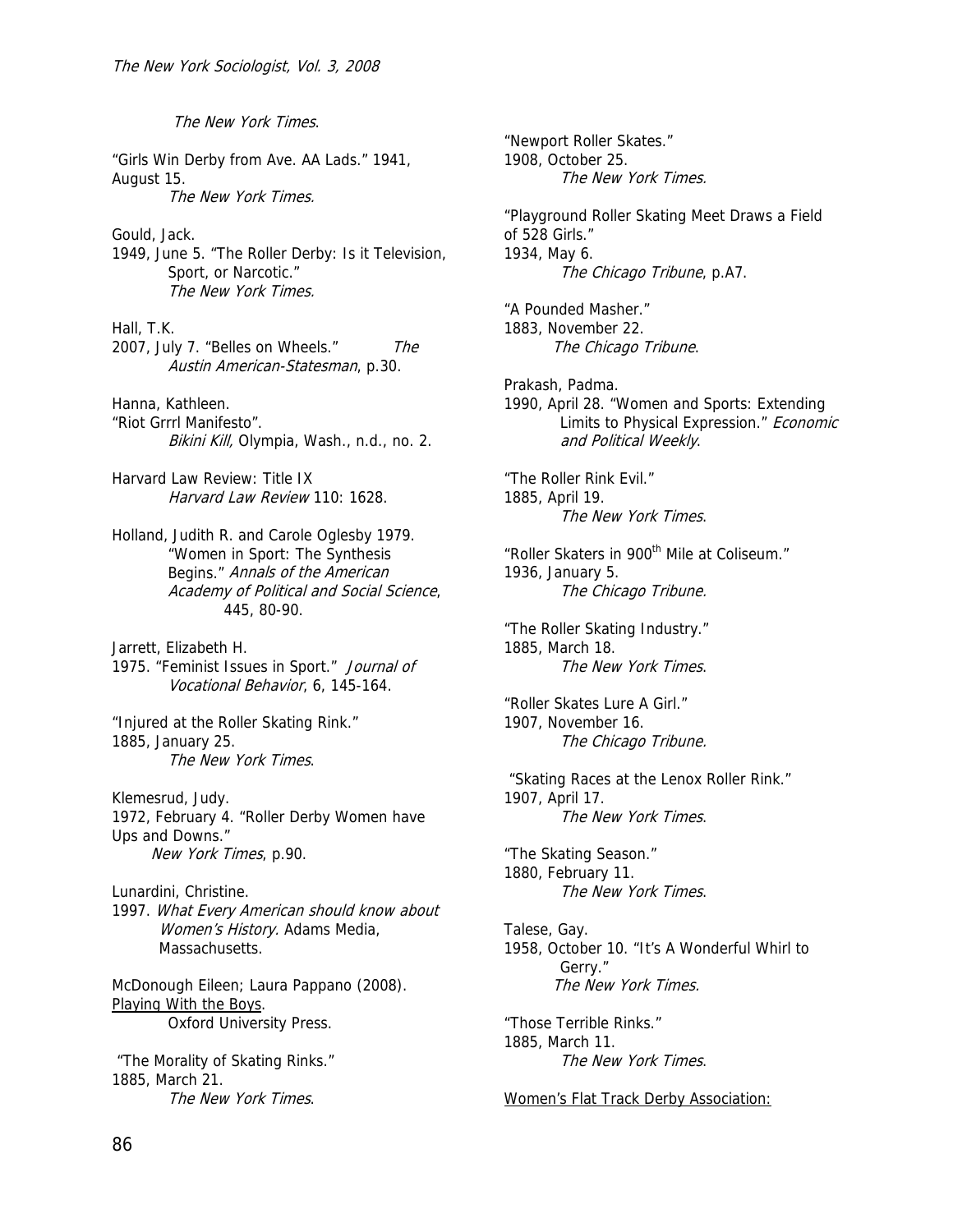*The New York Times*.

"Girls Win Derby from Ave. AA Lads." 1941, August 15.
*The New York Times.*

Gould, Jack.
1949, June 5. "The Roller Derby: Is it Television, Sport, or Narcotic."
*The New York Times.*

Hall, T.K.
2007, July 7. "Belles on Wheels." *The Austin American-Statesman*, p.30.

Hanna, Kathleen.
"Riot Grrrl Manifesto".
*Bikini Kill,* Olympia, Wash., n.d., no. 2.

Harvard Law Review: Title IX
*Harvard Law Review* 110: 1628.

Holland, Judith R. and Carole Oglesby 1979. "Women in Sport: The Synthesis Begins." *Annals of the American Academy of Political and Social Science*, 445, 80-90.

Jarrett, Elizabeth H.
1975. "Feminist Issues in Sport." *Journal of Vocational Behavior*, 6, 145-164.

"Injured at the Roller Skating Rink."
1885, January 25.
*The New York Times*.

Klemesrud, Judy.
1972, February 4. "Roller Derby Women have Ups and Downs."
*New York Times*, p.90.

Lunardini, Christine.
1997. *What Every American should know about Women's History.* Adams Media, Massachusetts.

McDonough Eileen; Laura Pappano (2008).
Playing With the Boys.
Oxford University Press.

"The Morality of Skating Rinks."
1885, March 21.
*The New York Times*.

"Newport Roller Skates."
1908, October 25.
*The New York Times.*

"Playground Roller Skating Meet Draws a Field of 528 Girls."
1934, May 6.
*The Chicago Tribune*, p.A7.

"A Pounded Masher."
1883, November 22.
*The Chicago Tribune*.

Prakash, Padma.
1990, April 28. "Women and Sports: Extending Limits to Physical Expression." *Economic and Political Weekly*.

"The Roller Rink Evil."
1885, April 19.
*The New York Times*.

"Roller Skaters in 900th Mile at Coliseum."
1936, January 5.
*The Chicago Tribune.*

"The Roller Skating Industry."
1885, March 18.
*The New York Times*.

"Roller Skates Lure A Girl."
1907, November 16.
*The Chicago Tribune.*

"Skating Races at the Lenox Roller Rink."
1907, April 17.
*The New York Times*.

"The Skating Season."
1880, February 11.
*The New York Times*.

Talese, Gay.
1958, October 10. "It's A Wonderful Whirl to Gerry."
*The New York Times.*

"Those Terrible Rinks."
1885, March 11.
*The New York Times*.

Women's Flat Track Derby Association: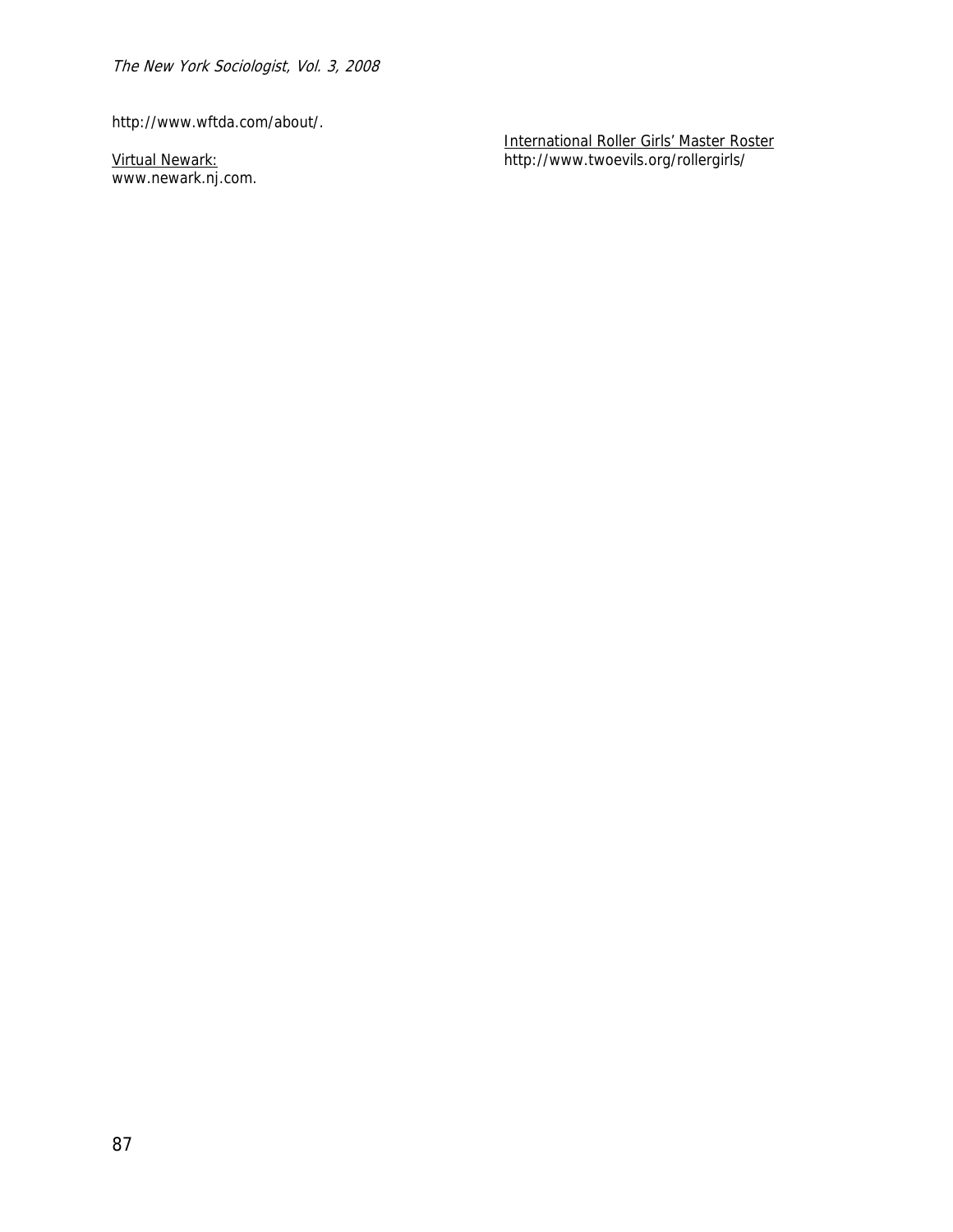http://www.wftda.com/about/.

Virtual Newark:
www.newark.nj.com.

International Roller Girls' Master Roster
http://www.twoevils.org/rollergirls/